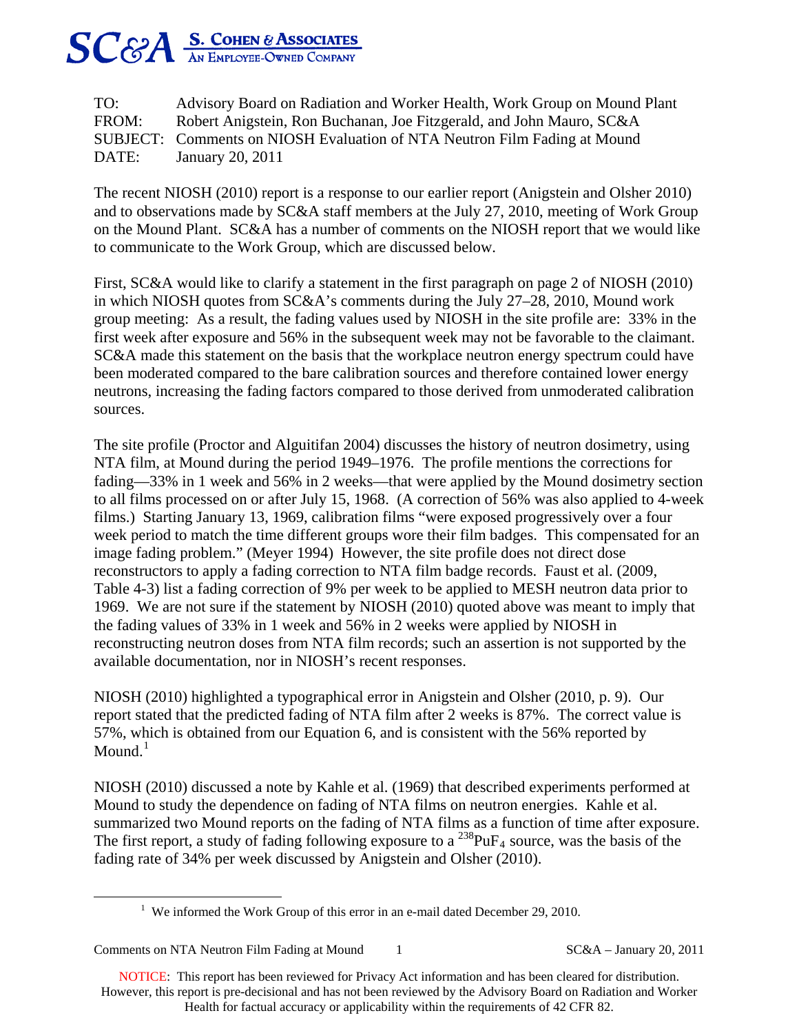**SC&A** S. COHEN & ASSOCIATES
AN EMPLOYEE-OWNED COMPANY

TO: Advisory Board on Radiation and Worker Health, Work Group on Mound Plant
FROM: Robert Anigstein, Ron Buchanan, Joe Fitzgerald, and John Mauro, SC&A
SUBJECT: Comments on NIOSH Evaluation of NTA Neutron Film Fading at Mound
DATE: January 20, 2011

The recent NIOSH (2010) report is a response to our earlier report (Anigstein and Olsher 2010) and to observations made by SC&A staff members at the July 27, 2010, meeting of Work Group on the Mound Plant. SC&A has a number of comments on the NIOSH report that we would like to communicate to the Work Group, which are discussed below.

First, SC&A would like to clarify a statement in the first paragraph on page 2 of NIOSH (2010) in which NIOSH quotes from SC&A's comments during the July 27–28, 2010, Mound work group meeting: As a result, the fading values used by NIOSH in the site profile are: 33% in the first week after exposure and 56% in the subsequent week may not be favorable to the claimant. SC&A made this statement on the basis that the workplace neutron energy spectrum could have been moderated compared to the bare calibration sources and therefore contained lower energy neutrons, increasing the fading factors compared to those derived from unmoderated calibration sources.

The site profile (Proctor and Alguitifan 2004) discusses the history of neutron dosimetry, using NTA film, at Mound during the period 1949–1976. The profile mentions the corrections for fading—33% in 1 week and 56% in 2 weeks—that were applied by the Mound dosimetry section to all films processed on or after July 15, 1968. (A correction of 56% was also applied to 4-week films.) Starting January 13, 1969, calibration films "were exposed progressively over a four week period to match the time different groups wore their film badges. This compensated for an image fading problem." (Meyer 1994) However, the site profile does not direct dose reconstructors to apply a fading correction to NTA film badge records. Faust et al. (2009, Table 4-3) list a fading correction of 9% per week to be applied to MESH neutron data prior to 1969. We are not sure if the statement by NIOSH (2010) quoted above was meant to imply that the fading values of 33% in 1 week and 56% in 2 weeks were applied by NIOSH in reconstructing neutron doses from NTA film records; such an assertion is not supported by the available documentation, nor in NIOSH's recent responses.

NIOSH (2010) highlighted a typographical error in Anigstein and Olsher (2010, p. 9). Our report stated that the predicted fading of NTA film after 2 weeks is 87%. The correct value is 57%, which is obtained from our Equation 6, and is consistent with the 56% reported by Mound.[1]

NIOSH (2010) discussed a note by Kahle et al. (1969) that described experiments performed at Mound to study the dependence on fading of NTA films on neutron energies. Kahle et al. summarized two Mound reports on the fading of NTA films as a function of time after exposure. The first report, a study of fading following exposure to a $^{238}PuF_4$ source, was the basis of the fading rate of 34% per week discussed by Anigstein and Olsher (2010).

[1] We informed the Work Group of this error in an e-mail dated December 29, 2010.

NOTICE: This report has been reviewed for Privacy Act information and has been cleared for distribution. However, this report is pre-decisional and has not been reviewed by the Advisory Board on Radiation and Worker Health for factual accuracy or applicability within the requirements of 42 CFR 82.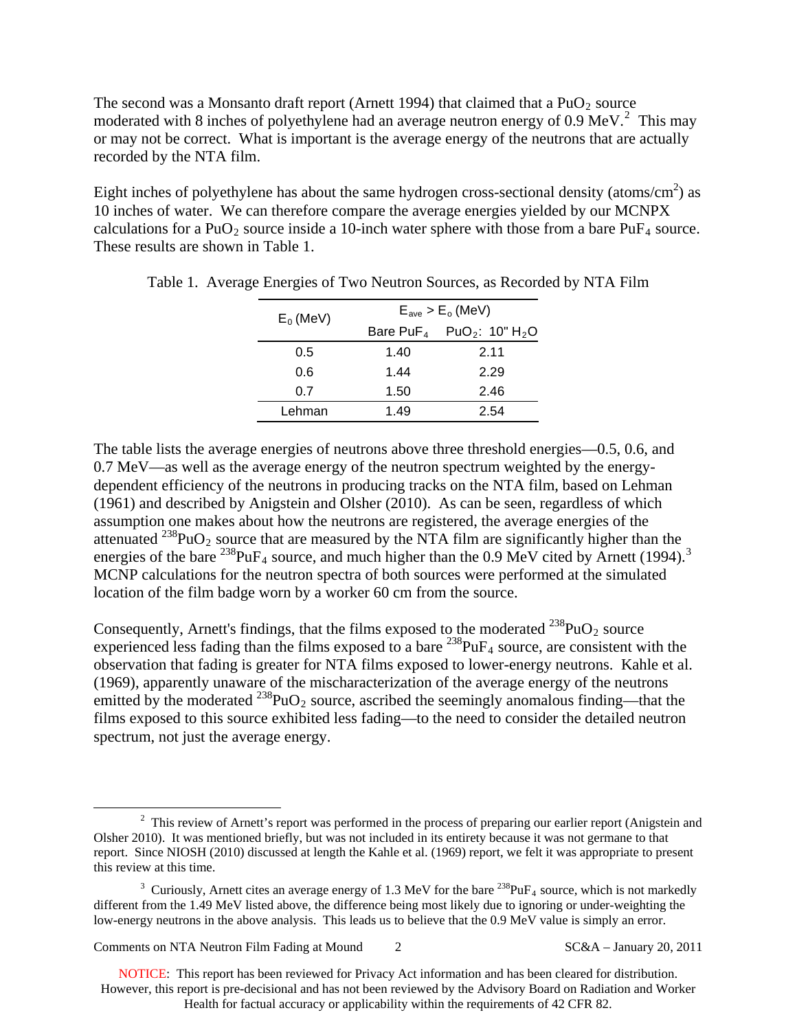The second was a Monsanto draft report (Arnett 1994) that claimed that a $PuO_2$ source moderated with 8 inches of polyethylene had an average neutron energy of 0.9 MeV.[2] This may or may not be correct. What is important is the average energy of the neutrons that are actually recorded by the NTA film.

Eight inches of polyethylene has about the same hydrogen cross-sectional density (atoms/cm$^2$) as 10 inches of water. We can therefore compare the average energies yielded by our MCNPX calculations for a $PuO_2$ source inside a 10-inch water sphere with those from a bare $PuF_4$ source. These results are shown in Table 1.

Table 1. Average Energies of Two Neutron Sources, as Recorded by NTA Film

| $E_0$ (MeV) | $E_{ave} > E_o$ (MeV) | |
|---|---|---|
| | Bare $PuF_4$ | $PuO_2$: 10" $H_2O$ |
| 0.5 | 1.40 | 2.11 |
| 0.6 | 1.44 | 2.29 |
| 0.7 | 1.50 | 2.46 |
| Lehman | 1.49 | 2.54 |

The table lists the average energies of neutrons above three threshold energies—0.5, 0.6, and 0.7 MeV—as well as the average energy of the neutron spectrum weighted by the energy-dependent efficiency of the neutrons in producing tracks on the NTA film, based on Lehman (1961) and described by Anigstein and Olsher (2010). As can be seen, regardless of which assumption one makes about how the neutrons are registered, the average energies of the attenuated $^{238}PuO_2$ source that are measured by the NTA film are significantly higher than the energies of the bare $^{238}PuF_4$ source, and much higher than the 0.9 MeV cited by Arnett (1994).[3] MCNP calculations for the neutron spectra of both sources were performed at the simulated location of the film badge worn by a worker 60 cm from the source.

Consequently, Arnett's findings, that the films exposed to the moderated $^{238}PuO_2$ source experienced less fading than the films exposed to a bare $^{238}PuF_4$ source, are consistent with the observation that fading is greater for NTA films exposed to lower-energy neutrons. Kahle et al. (1969), apparently unaware of the mischaracterization of the average energy of the neutrons emitted by the moderated $^{238}PuO_2$ source, ascribed the seemingly anomalous finding—that the films exposed to this source exhibited less fading—to the need to consider the detailed neutron spectrum, not just the average energy.

---

[2] This review of Arnett's report was performed in the process of preparing our earlier report (Anigstein and Olsher 2010). It was mentioned briefly, but was not included in its entirety because it was not germane to that report. Since NIOSH (2010) discussed at length the Kahle et al. (1969) report, we felt it was appropriate to present this review at this time.

[3] Curiously, Arnett cites an average energy of 1.3 MeV for the bare $^{238}PuF_4$ source, which is not markedly different from the 1.49 MeV listed above, the difference being most likely due to ignoring or under-weighting the low-energy neutrons in the above analysis. This leads us to believe that the 0.9 MeV value is simply an error.

NOTICE: This report has been reviewed for Privacy Act information and has been cleared for distribution. However, this report is pre-decisional and has not been reviewed by the Advisory Board on Radiation and Worker Health for factual accuracy or applicability within the requirements of 42 CFR 82.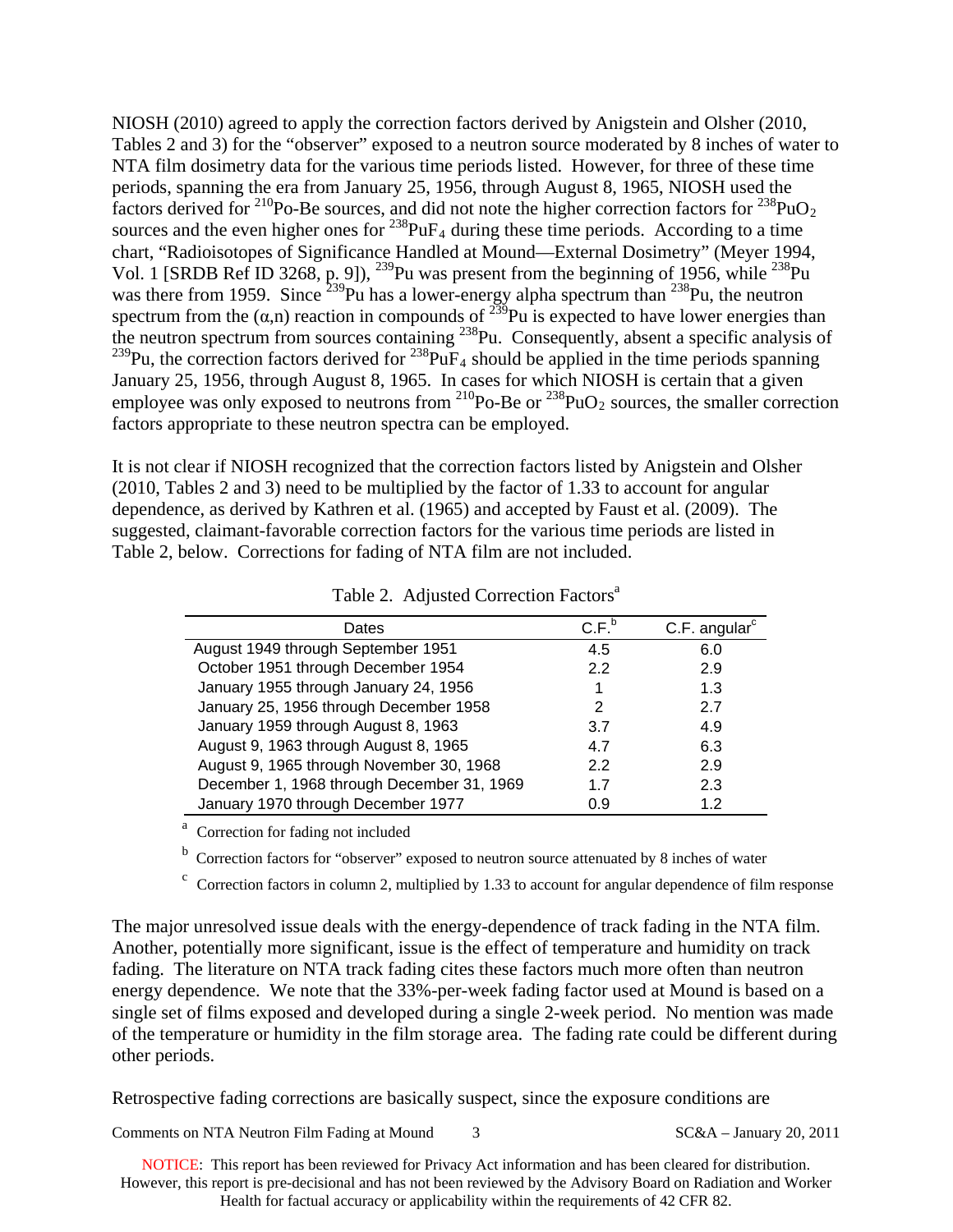NIOSH (2010) agreed to apply the correction factors derived by Anigstein and Olsher (2010, Tables 2 and 3) for the "observer" exposed to a neutron source moderated by 8 inches of water to NTA film dosimetry data for the various time periods listed. However, for three of these time periods, spanning the era from January 25, 1956, through August 8, 1965, NIOSH used the factors derived for $^{210}$Po-Be sources, and did not note the higher correction factors for $^{238}PuO_2$ sources and the even higher ones for $^{238}PuF_4$ during these time periods. According to a time chart, "Radioisotopes of Significance Handled at Mound—External Dosimetry" (Meyer 1994, Vol. 1 [SRDB Ref ID 3268, p. 9]), $^{239}$Pu was present from the beginning of 1956, while $^{238}$Pu was there from 1959. Since $^{239}$Pu has a lower-energy alpha spectrum than $^{238}$Pu, the neutron spectrum from the ($\alpha$,n) reaction in compounds of $^{239}$Pu is expected to have lower energies than the neutron spectrum from sources containing $^{238}$Pu. Consequently, absent a specific analysis of $^{239}$Pu, the correction factors derived for $^{238}PuF_4$ should be applied in the time periods spanning January 25, 1956, through August 8, 1965. In cases for which NIOSH is certain that a given employee was only exposed to neutrons from $^{210}$Po-Be or $^{238}PuO_2$ sources, the smaller correction factors appropriate to these neutron spectra can be employed.

It is not clear if NIOSH recognized that the correction factors listed by Anigstein and Olsher (2010, Tables 2 and 3) need to be multiplied by the factor of 1.33 to account for angular dependence, as derived by Kathren et al. (1965) and accepted by Faust et al. (2009). The suggested, claimant-favorable correction factors for the various time periods are listed in Table 2, below. Corrections for fading of NTA film are not included.

Table 2. Adjusted Correction Factors[a]

| Dates | C.F.[b] | C.F. angular[c] |
|---|---|---|
| August 1949 through September 1951 | 4.5 | 6.0 |
| October 1951 through December 1954 | 2.2 | 2.9 |
| January 1955 through January 24, 1956 | 1 | 1.3 |
| January 25, 1956 through December 1958 | 2 | 2.7 |
| January 1959 through August 8, 1963 | 3.7 | 4.9 |
| August 9, 1963 through August 8, 1965 | 4.7 | 6.3 |
| August 9, 1965 through November 30, 1968 | 2.2 | 2.9 |
| December 1, 1968 through December 31, 1969 | 1.7 | 2.3 |
| January 1970 through December 1977 | 0.9 | 1.2 |

[a] Correction for fading not included

[b] Correction factors for "observer" exposed to neutron source attenuated by 8 inches of water

[c] Correction factors in column 2, multiplied by 1.33 to account for angular dependence of film response

The major unresolved issue deals with the energy-dependence of track fading in the NTA film. Another, potentially more significant, issue is the effect of temperature and humidity on track fading. The literature on NTA track fading cites these factors much more often than neutron energy dependence. We note that the 33%-per-week fading factor used at Mound is based on a single set of films exposed and developed during a single 2-week period. No mention was made of the temperature or humidity in the film storage area. The fading rate could be different during other periods.

Retrospective fading corrections are basically suspect, since the exposure conditions are

NOTICE: This report has been reviewed for Privacy Act information and has been cleared for distribution. However, this report is pre-decisional and has not been reviewed by the Advisory Board on Radiation and Worker Health for factual accuracy or applicability within the requirements of 42 CFR 82.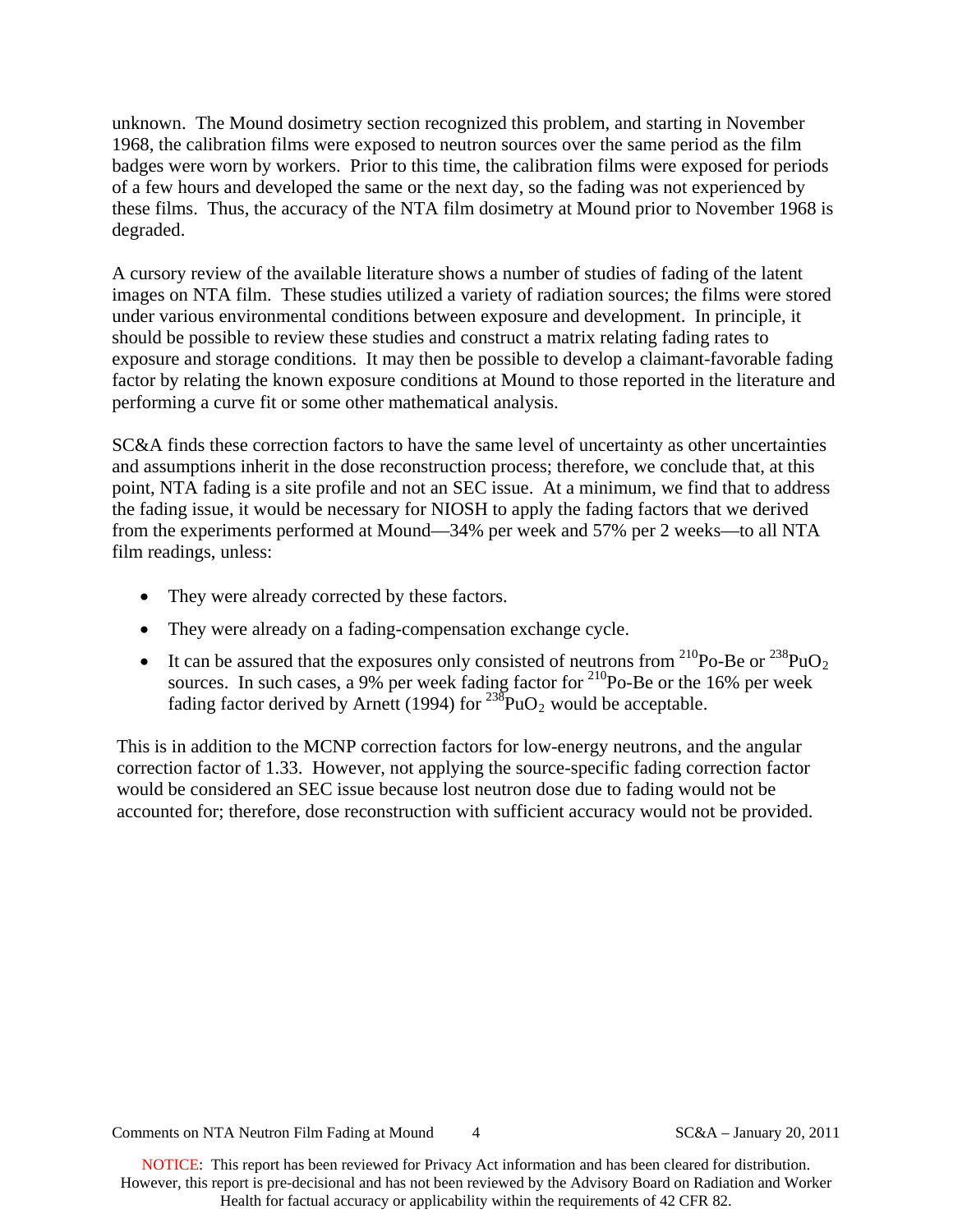unknown. The Mound dosimetry section recognized this problem, and starting in November 1968, the calibration films were exposed to neutron sources over the same period as the film badges were worn by workers. Prior to this time, the calibration films were exposed for periods of a few hours and developed the same or the next day, so the fading was not experienced by these films. Thus, the accuracy of the NTA film dosimetry at Mound prior to November 1968 is degraded.

A cursory review of the available literature shows a number of studies of fading of the latent images on NTA film. These studies utilized a variety of radiation sources; the films were stored under various environmental conditions between exposure and development. In principle, it should be possible to review these studies and construct a matrix relating fading rates to exposure and storage conditions. It may then be possible to develop a claimant-favorable fading factor by relating the known exposure conditions at Mound to those reported in the literature and performing a curve fit or some other mathematical analysis.

SC&A finds these correction factors to have the same level of uncertainty as other uncertainties and assumptions inherit in the dose reconstruction process; therefore, we conclude that, at this point, NTA fading is a site profile and not an SEC issue. At a minimum, we find that to address the fading issue, it would be necessary for NIOSH to apply the fading factors that we derived from the experiments performed at Mound—34% per week and 57% per 2 weeks—to all NTA film readings, unless:

- They were already corrected by these factors.
- They were already on a fading-compensation exchange cycle.
- It can be assured that the exposures only consisted of neutrons from $^{210}$Po-Be or $^{238}$PuO$_2$ sources. In such cases, a 9% per week fading factor for $^{210}$Po-Be or the 16% per week fading factor derived by Arnett (1994) for $^{238}$PuO$_2$ would be acceptable.

This is in addition to the MCNP correction factors for low-energy neutrons, and the angular correction factor of 1.33. However, not applying the source-specific fading correction factor would be considered an SEC issue because lost neutron dose due to fading would not be accounted for; therefore, dose reconstruction with sufficient accuracy would not be provided.

NOTICE: This report has been reviewed for Privacy Act information and has been cleared for distribution. However, this report is pre-decisional and has not been reviewed by the Advisory Board on Radiation and Worker Health for factual accuracy or applicability within the requirements of 42 CFR 82.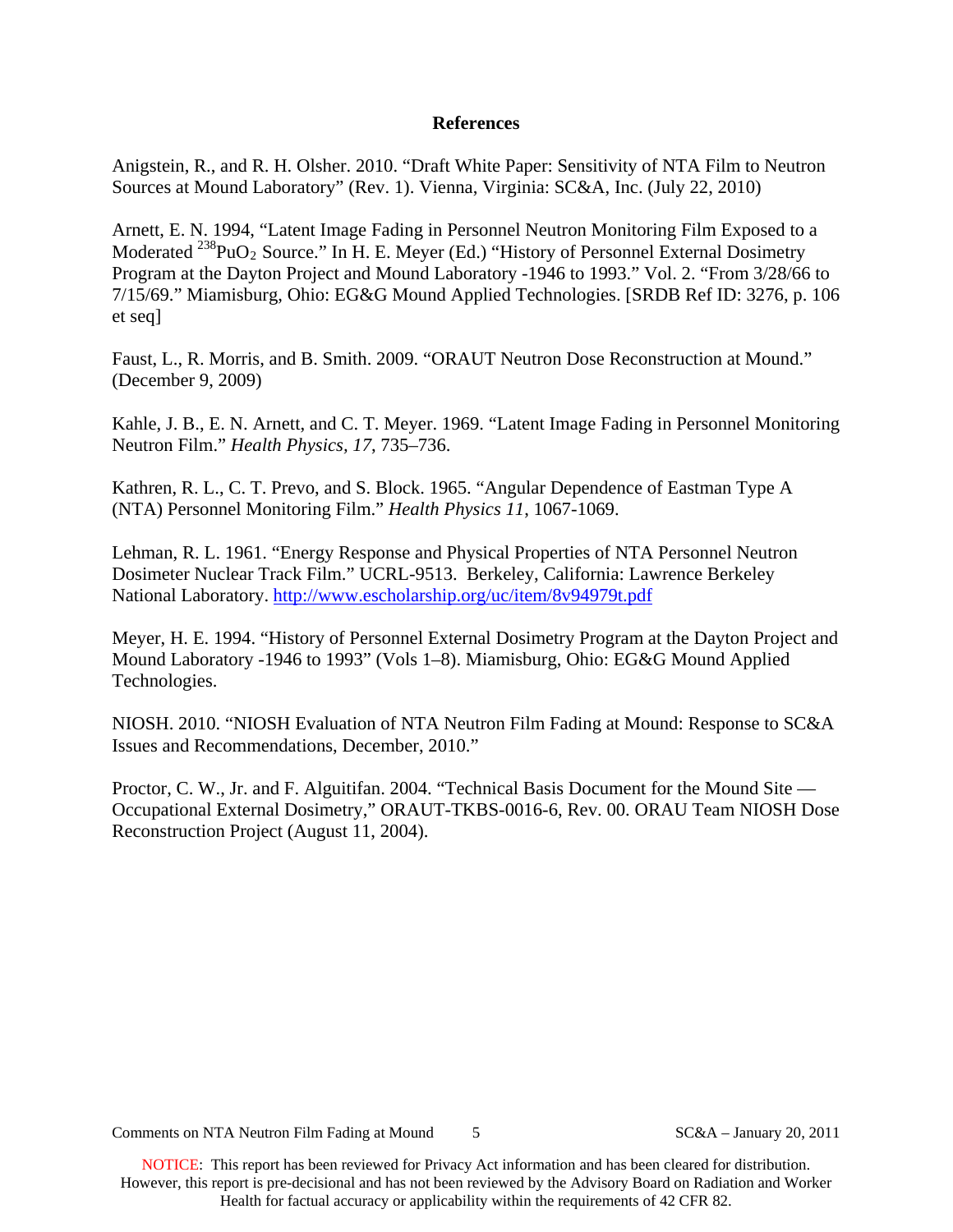## References

Anigstein, R., and R. H. Olsher. 2010. "Draft White Paper: Sensitivity of NTA Film to Neutron Sources at Mound Laboratory" (Rev. 1). Vienna, Virginia: SC&A, Inc. (July 22, 2010)

Arnett, E. N. 1994, "Latent Image Fading in Personnel Neutron Monitoring Film Exposed to a Moderated $^{238}PuO_2$ Source." In H. E. Meyer (Ed.) "History of Personnel External Dosimetry Program at the Dayton Project and Mound Laboratory -1946 to 1993." Vol. 2. "From 3/28/66 to 7/15/69." Miamisburg, Ohio: EG&G Mound Applied Technologies. [SRDB Ref ID: 3276, p. 106 et seq]

Faust, L., R. Morris, and B. Smith. 2009. "ORAUT Neutron Dose Reconstruction at Mound." (December 9, 2009)

Kahle, J. B., E. N. Arnett, and C. T. Meyer. 1969. "Latent Image Fading in Personnel Monitoring Neutron Film." *Health Physics, 17*, 735–736.

Kathren, R. L., C. T. Prevo, and S. Block. 1965. "Angular Dependence of Eastman Type A (NTA) Personnel Monitoring Film." *Health Physics 11*, 1067-1069.

Lehman, R. L. 1961. "Energy Response and Physical Properties of NTA Personnel Neutron Dosimeter Nuclear Track Film." UCRL-9513. Berkeley, California: Lawrence Berkeley National Laboratory. http://www.escholarship.org/uc/item/8v94979t.pdf

Meyer, H. E. 1994. "History of Personnel External Dosimetry Program at the Dayton Project and Mound Laboratory -1946 to 1993" (Vols 1–8). Miamisburg, Ohio: EG&G Mound Applied Technologies.

NIOSH. 2010. "NIOSH Evaluation of NTA Neutron Film Fading at Mound: Response to SC&A Issues and Recommendations, December, 2010."

Proctor, C. W., Jr. and F. Alguitifan. 2004. "Technical Basis Document for the Mound Site — Occupational External Dosimetry," ORAUT-TKBS-0016-6, Rev. 00. ORAU Team NIOSH Dose Reconstruction Project (August 11, 2004).

NOTICE: This report has been reviewed for Privacy Act information and has been cleared for distribution. However, this report is pre-decisional and has not been reviewed by the Advisory Board on Radiation and Worker Health for factual accuracy or applicability within the requirements of 42 CFR 82.